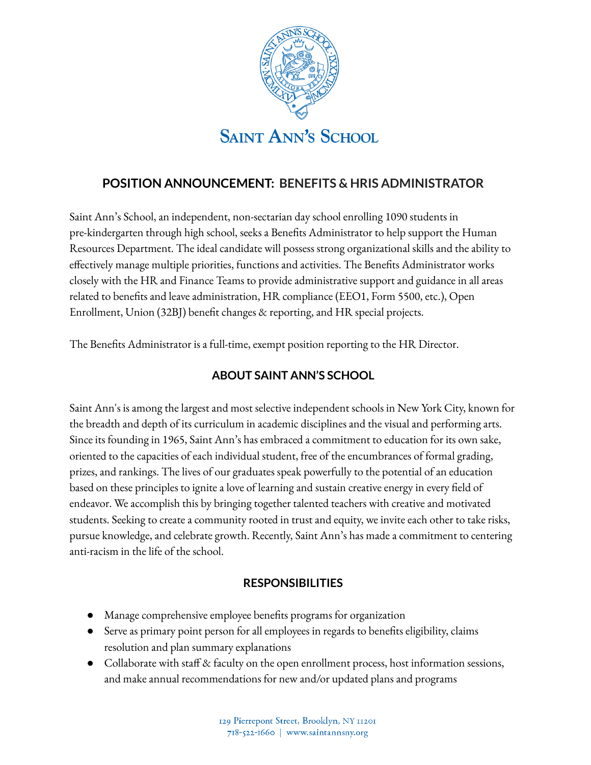# POSITION ANNOUNCEMENT: BENEFITS & HRIS ADMINISTRATOR

Saint Ann's School, an independent, non-sectarian day school enrolling 1090 students in pre-kindergarten through high school, seeks a Benefits Administrator to help support the Human Resources Department. The ideal candidate will possess strong organizational skills and the ability to effectively manage multiple priorities, functions and activities. The Benefits Administrator works closely with the HR and Finance Teams to provide administrative support and guidance in all areas related to benefits and leave administration, HR compliance (EEO1, Form 5500, etc.), Open Enrollment, Union (32BJ) benefit changes & reporting, and HR special projects.

The Benefits Administrator is a full-time, exempt position reporting to the HR Director.

## ABOUT SAINT ANN'S SCHOOL

Saint Ann's is among the largest and most selective independent schools in New York City, known for the breadth and depth of its curriculum in academic disciplines and the visual and performing arts. Since its founding in 1965, Saint Ann's has embraced a commitment to education for its own sake, oriented to the capacities of each individual student, free of the encumbrances of formal grading, prizes, and rankings. The lives of our graduates speak powerfully to the potential of an education based on these principles to ignite a love of learning and sustain creative energy in every field of endeavor. We accomplish this by bringing together talented teachers with creative and motivated students. Seeking to create a community rooted in trust and equity, we invite each other to take risks, pursue knowledge, and celebrate growth. Recently, Saint Ann's has made a commitment to centering anti-racism in the life of the school.

## RESPONSIBILITIES

- Manage comprehensive employee benefits programs for organization
- Serve as primary point person for all employees in regards to benefits eligibility, claims resolution and plan summary explanations
- Collaborate with staff & faculty on the open enrollment process, host information sessions, and make annual recommendations for new and/or updated plans and programs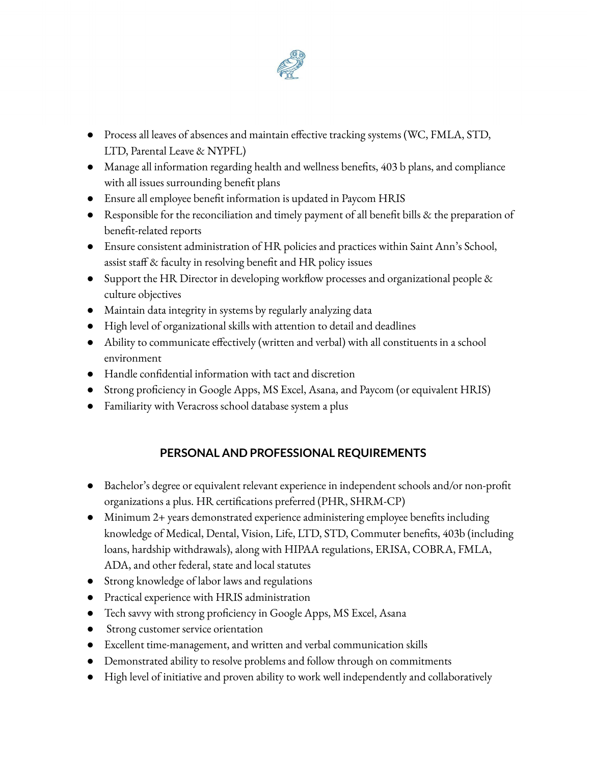- Process all leaves of absences and maintain effective tracking systems (WC, FMLA, STD, LTD, Parental Leave & NYPFL)
- Manage all information regarding health and wellness benefits, 403 b plans, and compliance with all issues surrounding benefit plans
- Ensure all employee benefit information is updated in Paycom HRIS
- Responsible for the reconciliation and timely payment of all benefit bills & the preparation of benefit-related reports
- Ensure consistent administration of HR policies and practices within Saint Ann's School, assist staff & faculty in resolving benefit and HR policy issues
- Support the HR Director in developing workflow processes and organizational people & culture objectives
- Maintain data integrity in systems by regularly analyzing data
- High level of organizational skills with attention to detail and deadlines
- Ability to communicate effectively (written and verbal) with all constituents in a school environment
- Handle confidential information with tact and discretion
- Strong proficiency in Google Apps, MS Excel, Asana, and Paycom (or equivalent HRIS)
- Familiarity with Veracross school database system a plus

## PERSONAL AND PROFESSIONAL REQUIREMENTS

- Bachelor's degree or equivalent relevant experience in independent schools and/or non-profit organizations a plus. HR certifications preferred (PHR, SHRM-CP)
- Minimum 2+ years demonstrated experience administering employee benefits including knowledge of Medical, Dental, Vision, Life, LTD, STD, Commuter benefits, 403b (including loans, hardship withdrawals), along with HIPAA regulations, ERISA, COBRA, FMLA, ADA, and other federal, state and local statutes
- Strong knowledge of labor laws and regulations
- Practical experience with HRIS administration
- Tech savvy with strong proficiency in Google Apps, MS Excel, Asana
- Strong customer service orientation
- Excellent time-management, and written and verbal communication skills
- Demonstrated ability to resolve problems and follow through on commitments
- High level of initiative and proven ability to work well independently and collaboratively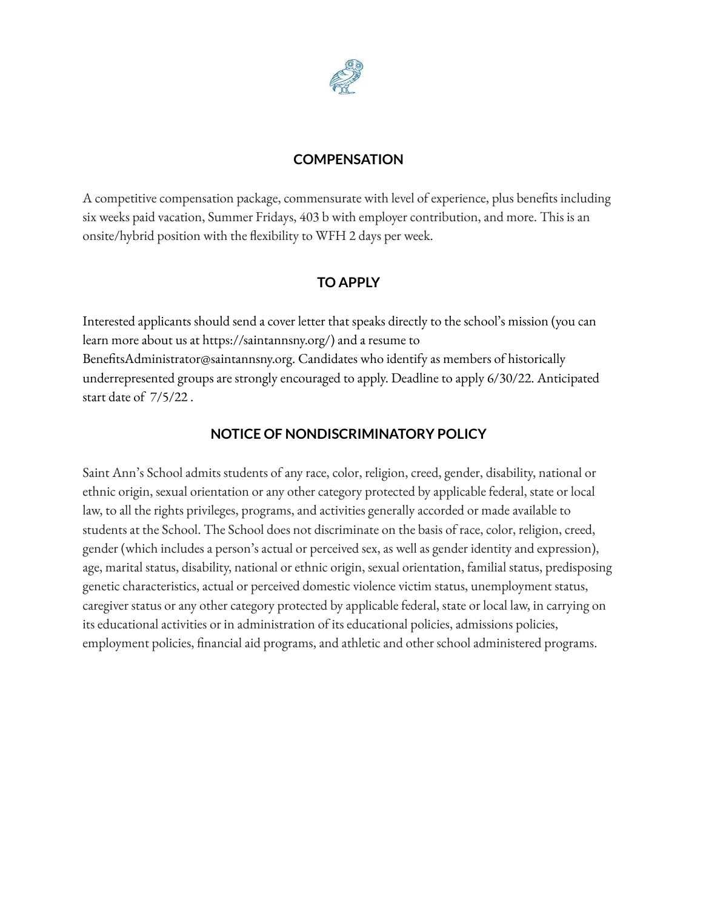## COMPENSATION

A competitive compensation package, commensurate with level of experience, plus benefits including six weeks paid vacation, Summer Fridays, 403 b with employer contribution, and more. This is an onsite/hybrid position with the flexibility to WFH 2 days per week.

## TO APPLY

Interested applicants should send a cover letter that speaks directly to the school's mission (you can learn more about us at https://saintannsny.org/) and a resume to BenefitsAdministrator@saintannsny.org. Candidates who identify as members of historically underrepresented groups are strongly encouraged to apply. Deadline to apply 6/30/22. Anticipated start date of 7/5/22 .

## NOTICE OF NONDISCRIMINATORY POLICY

Saint Ann's School admits students of any race, color, religion, creed, gender, disability, national or ethnic origin, sexual orientation or any other category protected by applicable federal, state or local law, to all the rights privileges, programs, and activities generally accorded or made available to students at the School. The School does not discriminate on the basis of race, color, religion, creed, gender (which includes a person's actual or perceived sex, as well as gender identity and expression), age, marital status, disability, national or ethnic origin, sexual orientation, familial status, predisposing genetic characteristics, actual or perceived domestic violence victim status, unemployment status, caregiver status or any other category protected by applicable federal, state or local law, in carrying on its educational activities or in administration of its educational policies, admissions policies, employment policies, financial aid programs, and athletic and other school administered programs.